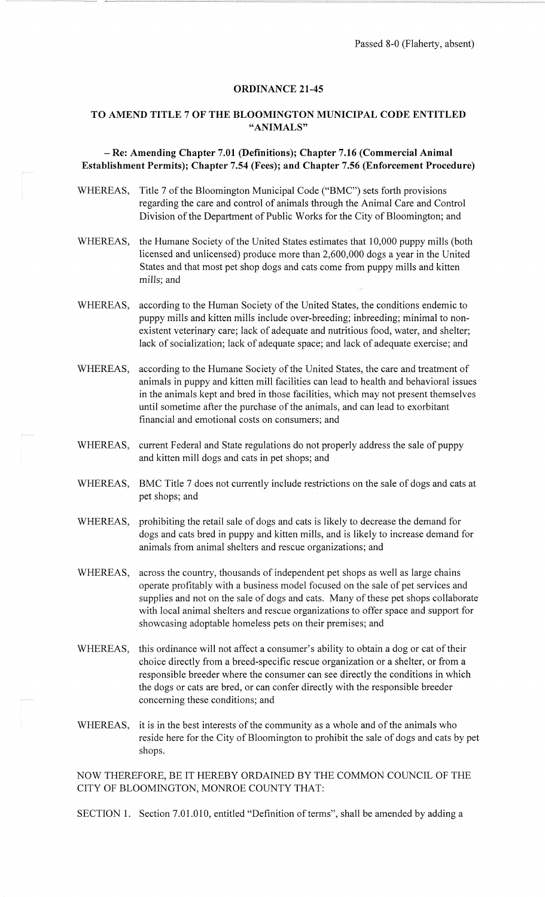Passed 8-0 (Flaherty, absent)

## ORDINANCE 21-45

## TO AMEND TITLE 7 OF THE BLOOMINGTON MUNICIPAL CODE ENTITLED "ANIMALS"

### – Re: Amending Chapter 7.01 (Definitions); Chapter 7.16 (Commercial Animal Establishment Permits); Chapter 7.54 (Fees); and Chapter 7.56 (Enforcement Procedure)

WHEREAS, Title 7 of the Bloomington Municipal Code ("BMC") sets forth provisions regarding the care and control of animals through the Animal Care and Control Division of the Department of Public Works for the City of Bloomington; and

WHEREAS, the Humane Society of the United States estimates that 10,000 puppy mills (both licensed and unlicensed) produce more than 2,600,000 dogs a year in the United States and that most pet shop dogs and cats come from puppy mills and kitten mills; and

WHEREAS, according to the Human Society of the United States, the conditions endemic to puppy mills and kitten mills include over-breeding; inbreeding; minimal to non-existent veterinary care; lack of adequate and nutritious food, water, and shelter; lack of socialization; lack of adequate space; and lack of adequate exercise; and

WHEREAS, according to the Humane Society of the United States, the care and treatment of animals in puppy and kitten mill facilities can lead to health and behavioral issues in the animals kept and bred in those facilities, which may not present themselves until sometime after the purchase of the animals, and can lead to exorbitant financial and emotional costs on consumers; and

WHEREAS, current Federal and State regulations do not properly address the sale of puppy and kitten mill dogs and cats in pet shops; and

WHEREAS, BMC Title 7 does not currently include restrictions on the sale of dogs and cats at pet shops; and

WHEREAS, prohibiting the retail sale of dogs and cats is likely to decrease the demand for dogs and cats bred in puppy and kitten mills, and is likely to increase demand for animals from animal shelters and rescue organizations; and

WHEREAS, across the country, thousands of independent pet shops as well as large chains operate profitably with a business model focused on the sale of pet services and supplies and not on the sale of dogs and cats. Many of these pet shops collaborate with local animal shelters and rescue organizations to offer space and support for showcasing adoptable homeless pets on their premises; and

WHEREAS, this ordinance will not affect a consumer's ability to obtain a dog or cat of their choice directly from a breed-specific rescue organization or a shelter, or from a responsible breeder where the consumer can see directly the conditions in which the dogs or cats are bred, or can confer directly with the responsible breeder concerning these conditions; and

WHEREAS, it is in the best interests of the community as a whole and of the animals who reside here for the City of Bloomington to prohibit the sale of dogs and cats by pet shops.

NOW THEREFORE, BE IT HEREBY ORDAINED BY THE COMMON COUNCIL OF THE CITY OF BLOOMINGTON, MONROE COUNTY THAT:

SECTION 1. Section 7.01.010, entitled "Definition of terms", shall be amended by adding a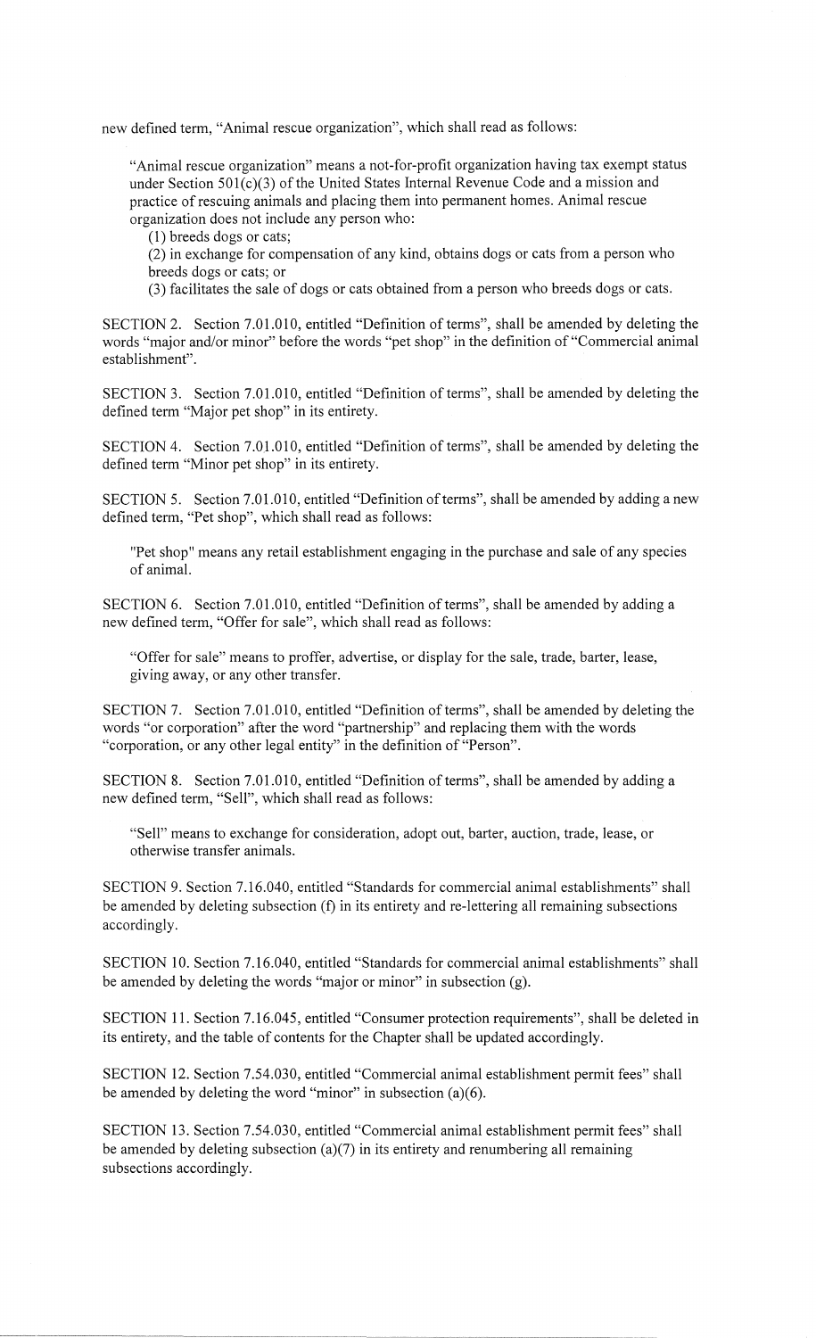new defined term, "Animal rescue organization", which shall read as follows:

> "Animal rescue organization" means a not-for-profit organization having tax exempt status under Section 501(c)(3) of the United States Internal Revenue Code and a mission and practice of rescuing animals and placing them into permanent homes. Animal rescue organization does not include any person who:
>
> (1) breeds dogs or cats;
>
> (2) in exchange for compensation of any kind, obtains dogs or cats from a person who breeds dogs or cats; or
>
> (3) facilitates the sale of dogs or cats obtained from a person who breeds dogs or cats.

SECTION 2. Section 7.01.010, entitled "Definition of terms", shall be amended by deleting the words "major and/or minor" before the words "pet shop" in the definition of "Commercial animal establishment".

SECTION 3. Section 7.01.010, entitled "Definition of terms", shall be amended by deleting the defined term "Major pet shop" in its entirety.

SECTION 4. Section 7.01.010, entitled "Definition of terms", shall be amended by deleting the defined term "Minor pet shop" in its entirety.

SECTION 5. Section 7.01.010, entitled "Definition of terms", shall be amended by adding a new defined term, "Pet shop", which shall read as follows:

> "Pet shop" means any retail establishment engaging in the purchase and sale of any species of animal.

SECTION 6. Section 7.01.010, entitled "Definition of terms", shall be amended by adding a new defined term, "Offer for sale", which shall read as follows:

> "Offer for sale" means to proffer, advertise, or display for the sale, trade, barter, lease, giving away, or any other transfer.

SECTION 7. Section 7.01.010, entitled "Definition of terms", shall be amended by deleting the words "or corporation" after the word "partnership" and replacing them with the words "corporation, or any other legal entity" in the definition of "Person".

SECTION 8. Section 7.01.010, entitled "Definition of terms", shall be amended by adding a new defined term, "Sell", which shall read as follows:

> "Sell" means to exchange for consideration, adopt out, barter, auction, trade, lease, or otherwise transfer animals.

SECTION 9. Section 7.16.040, entitled "Standards for commercial animal establishments" shall be amended by deleting subsection (f) in its entirety and re-lettering all remaining subsections accordingly.

SECTION 10. Section 7.16.040, entitled "Standards for commercial animal establishments" shall be amended by deleting the words "major or minor" in subsection (g).

SECTION 11. Section 7.16.045, entitled "Consumer protection requirements", shall be deleted in its entirety, and the table of contents for the Chapter shall be updated accordingly.

SECTION 12. Section 7.54.030, entitled "Commercial animal establishment permit fees" shall be amended by deleting the word "minor" in subsection (a)(6).

SECTION 13. Section 7.54.030, entitled "Commercial animal establishment permit fees" shall be amended by deleting subsection (a)(7) in its entirety and renumbering all remaining subsections accordingly.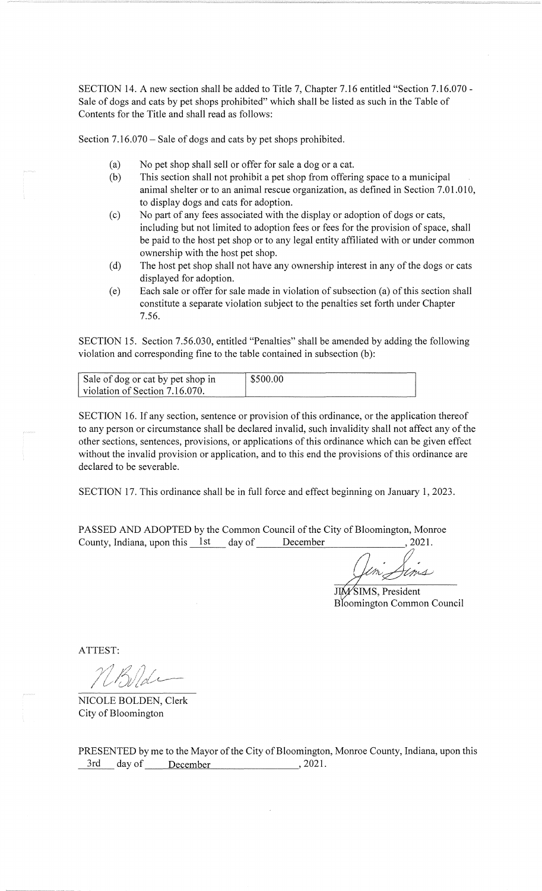SECTION 14. A new section shall be added to Title 7, Chapter 7.16 entitled "Section 7.16.070 - Sale of dogs and cats by pet shops prohibited" which shall be listed as such in the Table of Contents for the Title and shall read as follows:

Section 7.16.070 – Sale of dogs and cats by pet shops prohibited.

(a) No pet shop shall sell or offer for sale a dog or a cat.

(b) This section shall not prohibit a pet shop from offering space to a municipal animal shelter or to an animal rescue organization, as defined in Section 7.01.010, to display dogs and cats for adoption.

(c) No part of any fees associated with the display or adoption of dogs or cats, including but not limited to adoption fees or fees for the provision of space, shall be paid to the host pet shop or to any legal entity affiliated with or under common ownership with the host pet shop.

(d) The host pet shop shall not have any ownership interest in any of the dogs or cats displayed for adoption.

(e) Each sale or offer for sale made in violation of subsection (a) of this section shall constitute a separate violation subject to the penalties set forth under Chapter 7.56.

SECTION 15. Section 7.56.030, entitled "Penalties" shall be amended by adding the following violation and corresponding fine to the table contained in subsection (b):

| Sale of dog or cat by pet shop in violation of Section 7.16.070. | $500.00 |
|---|---|

SECTION 16. If any section, sentence or provision of this ordinance, or the application thereof to any person or circumstance shall be declared invalid, such invalidity shall not affect any of the other sections, sentences, provisions, or applications of this ordinance which can be given effect without the invalid provision or application, and to this end the provisions of this ordinance are declared to be severable.

SECTION 17. This ordinance shall be in full force and effect beginning on January 1, 2023.

PASSED AND ADOPTED by the Common Council of the City of Bloomington, Monroe County, Indiana, upon this 1st day of December, 2021.

JIM SIMS, President
Bloomington Common Council

ATTEST:

NICOLE BOLDEN, Clerk
City of Bloomington

PRESENTED by me to the Mayor of the City of Bloomington, Monroe County, Indiana, upon this 3rd day of December, 2021.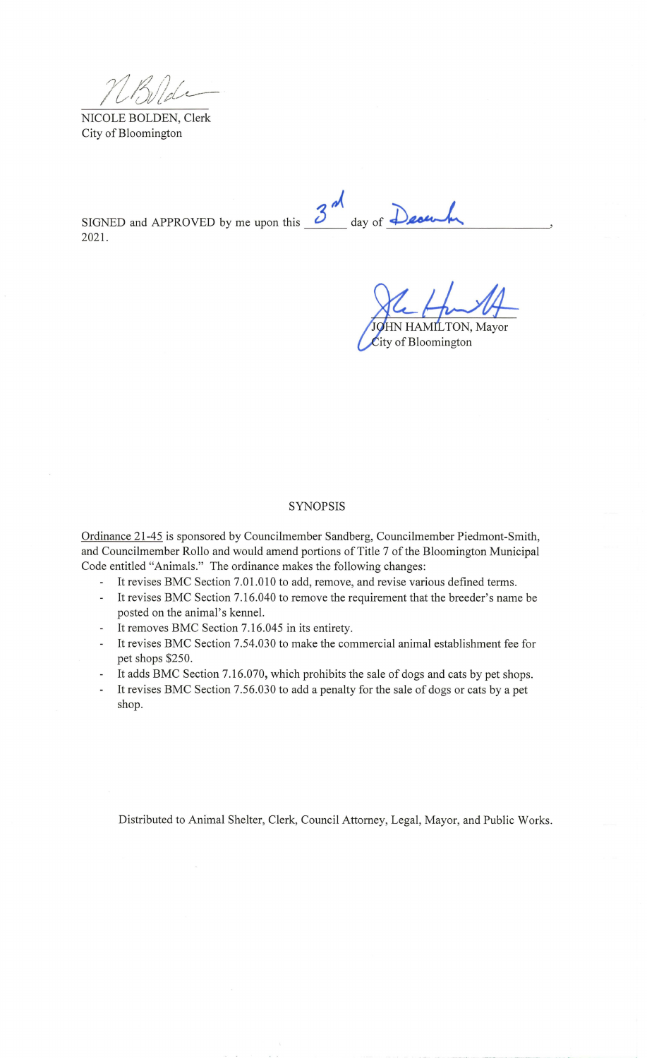NICOLE BOLDEN, Clerk
City of Bloomington

SIGNED and APPROVED by me upon this 3rd day of December, 2021.

JOHN HAMILTON, Mayor
City of Bloomington

## SYNOPSIS

Ordinance 21-45 is sponsored by Councilmember Sandberg, Councilmember Piedmont-Smith, and Councilmember Rollo and would amend portions of Title 7 of the Bloomington Municipal Code entitled "Animals." The ordinance makes the following changes:

- It revises BMC Section 7.01.010 to add, remove, and revise various defined terms.
- It revises BMC Section 7.16.040 to remove the requirement that the breeder's name be posted on the animal's kennel.
- It removes BMC Section 7.16.045 in its entirety.
- It revises BMC Section 7.54.030 to make the commercial animal establishment fee for pet shops $250.
- It adds BMC Section 7.16.070, which prohibits the sale of dogs and cats by pet shops.
- It revises BMC Section 7.56.030 to add a penalty for the sale of dogs or cats by a pet shop.

Distributed to Animal Shelter, Clerk, Council Attorney, Legal, Mayor, and Public Works.